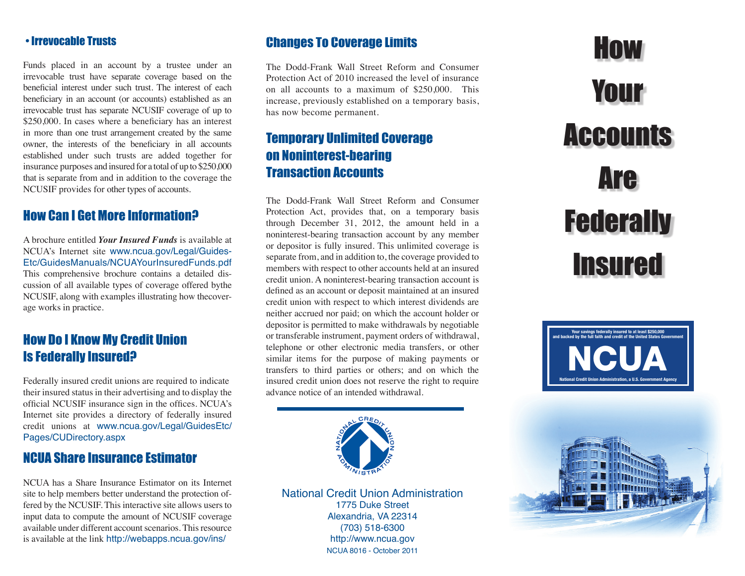## • Irrevocable Trusts

Funds placed in an account by a trustee under an irrevocable trust have separate coverage based on the beneficial interest under such trust. The interest of each beneficiary in an account (or accounts) established as an irrevocable trust has separate NCUSIF coverage of up to $250,000. In cases where a beneficiary has an interest in more than one trust arrangement created by the same owner, the interests of the beneficiary in all accounts established under such trusts are added together for insurance purposes and insured for a total of up to $250,000 that is separate from and in addition to the coverage the NCUSIF provides for other types of accounts.

## How Can I Get More Information?

A brochure entitled ***Your Insured Funds*** is available at NCUA's Internet site www.ncua.gov/Legal/Guides-Etc/GuidesManuals/NCUAYourInsuredFunds.pdf This comprehensive brochure contains a detailed discussion of all available types of coverage offered bythe NCUSIF, along with examples illustrating how thecoverage works in practice.

## How Do I Know My Credit Union Is Federally Insured?

Federally insured credit unions are required to indicate their insured status in their advertising and to display the official NCUSIF insurance sign in the offices. NCUA's Internet site provides a directory of federally insured credit unions at www.ncua.gov/Legal/GuidesEtc/Pages/CUDirectory.aspx

## NCUA Share Insurance Estimator

NCUA has a Share Insurance Estimator on its Internet site to help members better understand the protection offered by the NCUSIF. This interactive site allows users to input data to compute the amount of NCUSIF coverage available under different account scenarios. This resource is available at the link http://webapps.ncua.gov/ins/

## Changes To Coverage Limits

The Dodd-Frank Wall Street Reform and Consumer Protection Act of 2010 increased the level of insurance on all accounts to a maximum of $250,000. This increase, previously established on a temporary basis, has now become permanent.

## Temporary Unlimited Coverage on Noninterest-bearing Transaction Accounts

The Dodd-Frank Wall Street Reform and Consumer Protection Act, provides that, on a temporary basis through December 31, 2012, the amount held in a noninterest-bearing transaction account by any member or depositor is fully insured. This unlimited coverage is separate from, and in addition to, the coverage provided to members with respect to other accounts held at an insured credit union. A noninterest-bearing transaction account is defined as an account or deposit maintained at an insured credit union with respect to which interest dividends are neither accrued nor paid; on which the account holder or depositor is permitted to make withdrawals by negotiable or transferable instrument, payment orders of withdrawal, telephone or other electronic media transfers, or other similar items for the purpose of making payments or transfers to third parties or others; and on which the insured credit union does not reserve the right to require advance notice of an intended withdrawal.

National Credit Union Administration
1775 Duke Street
Alexandria, VA 22314
(703) 518-6300
http://www.ncua.gov
NCUA 8016 - October 2011

# How Your Accounts Are Federally Insured

Your savings federally insured to at least $250,000 and backed by the full faith and credit of the United States Government

NCUA

National Credit Union Administration, a U.S. Government Agency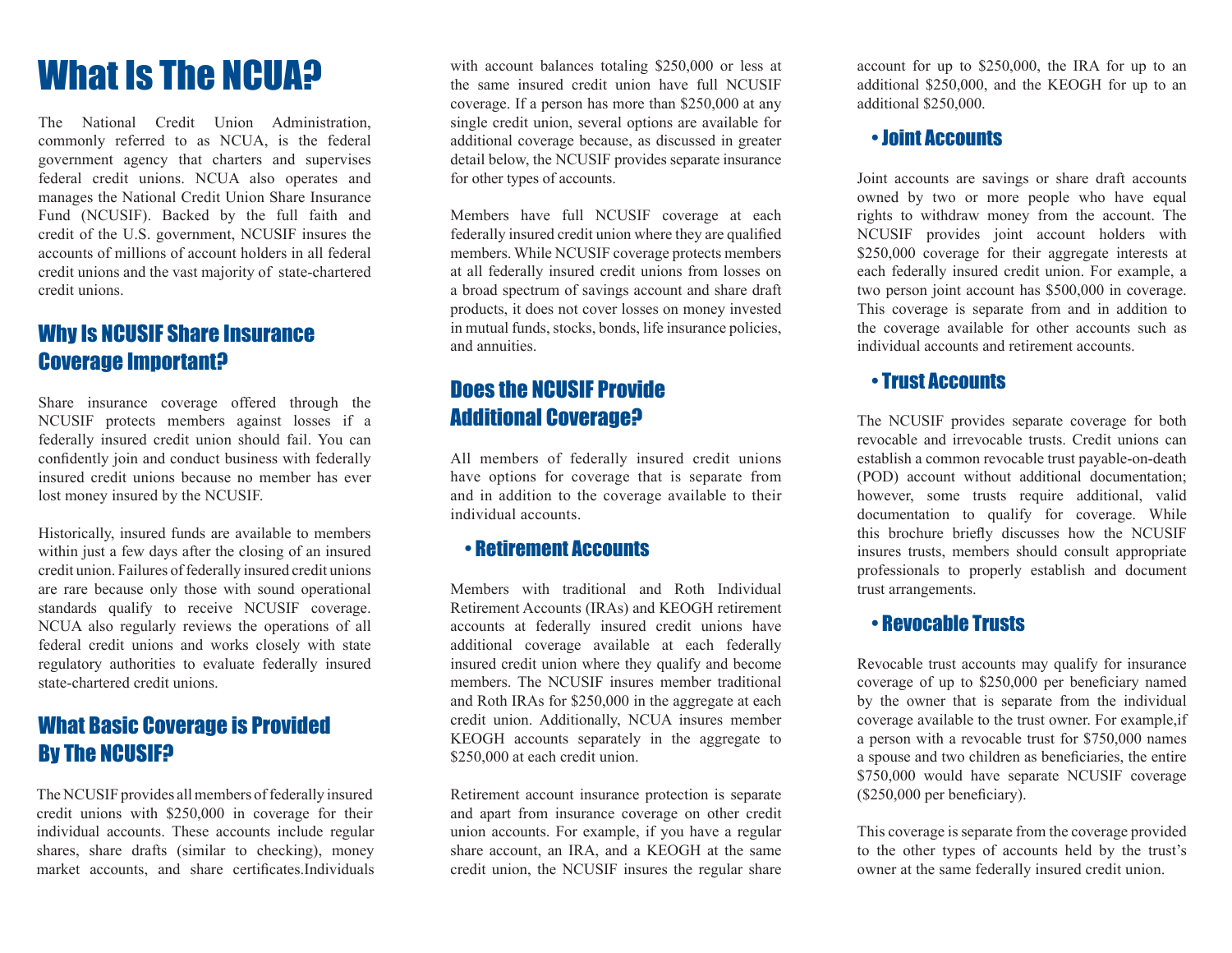# What Is The NCUA?

The National Credit Union Administration, commonly referred to as NCUA, is the federal government agency that charters and supervises federal credit unions. NCUA also operates and manages the National Credit Union Share Insurance Fund (NCUSIF). Backed by the full faith and credit of the U.S. government, NCUSIF insures the accounts of millions of account holders in all federal credit unions and the vast majority of state-chartered credit unions.

## Why Is NCUSIF Share Insurance Coverage Important?

Share insurance coverage offered through the NCUSIF protects members against losses if a federally insured credit union should fail. You can confidently join and conduct business with federally insured credit unions because no member has ever lost money insured by the NCUSIF.

Historically, insured funds are available to members within just a few days after the closing of an insured credit union. Failures of federally insured credit unions are rare because only those with sound operational standards qualify to receive NCUSIF coverage. NCUA also regularly reviews the operations of all federal credit unions and works closely with state regulatory authorities to evaluate federally insured state-chartered credit unions.

## What Basic Coverage is Provided By The NCUSIF?

The NCUSIF provides all members of federally insured credit unions with $250,000 in coverage for their individual accounts. These accounts include regular shares, share drafts (similar to checking), money market accounts, and share certificates.Individuals with account balances totaling $250,000 or less at the same insured credit union have full NCUSIF coverage. If a person has more than $250,000 at any single credit union, several options are available for additional coverage because, as discussed in greater detail below, the NCUSIF provides separate insurance for other types of accounts.

Members have full NCUSIF coverage at each federally insured credit union where they are qualified members. While NCUSIF coverage protects members at all federally insured credit unions from losses on a broad spectrum of savings account and share draft products, it does not cover losses on money invested in mutual funds, stocks, bonds, life insurance policies, and annuities.

## Does the NCUSIF Provide Additional Coverage?

All members of federally insured credit unions have options for coverage that is separate from and in addition to the coverage available to their individual accounts.

### • Retirement Accounts

Members with traditional and Roth Individual Retirement Accounts (IRAs) and KEOGH retirement accounts at federally insured credit unions have additional coverage available at each federally insured credit union where they qualify and become members. The NCUSIF insures member traditional and Roth IRAs for $250,000 in the aggregate at each credit union. Additionally, NCUA insures member KEOGH accounts separately in the aggregate to $250,000 at each credit union.

Retirement account insurance protection is separate and apart from insurance coverage on other credit union accounts. For example, if you have a regular share account, an IRA, and a KEOGH at the same credit union, the NCUSIF insures the regular share account for up to $250,000, the IRA for up to an additional $250,000, and the KEOGH for up to an additional $250,000.

### • Joint Accounts

Joint accounts are savings or share draft accounts owned by two or more people who have equal rights to withdraw money from the account. The NCUSIF provides joint account holders with $250,000 coverage for their aggregate interests at each federally insured credit union. For example, a two person joint account has $500,000 in coverage. This coverage is separate from and in addition to the coverage available for other accounts such as individual accounts and retirement accounts.

### • Trust Accounts

The NCUSIF provides separate coverage for both revocable and irrevocable trusts. Credit unions can establish a common revocable trust payable-on-death (POD) account without additional documentation; however, some trusts require additional, valid documentation to qualify for coverage. While this brochure briefly discusses how the NCUSIF insures trusts, members should consult appropriate professionals to properly establish and document trust arrangements.

### • Revocable Trusts

Revocable trust accounts may qualify for insurance coverage of up to $250,000 per beneficiary named by the owner that is separate from the individual coverage available to the trust owner. For example,if a person with a revocable trust for $750,000 names a spouse and two children as beneficiaries, the entire $750,000 would have separate NCUSIF coverage ($250,000 per beneficiary).

This coverage is separate from the coverage provided to the other types of accounts held by the trust's owner at the same federally insured credit union.